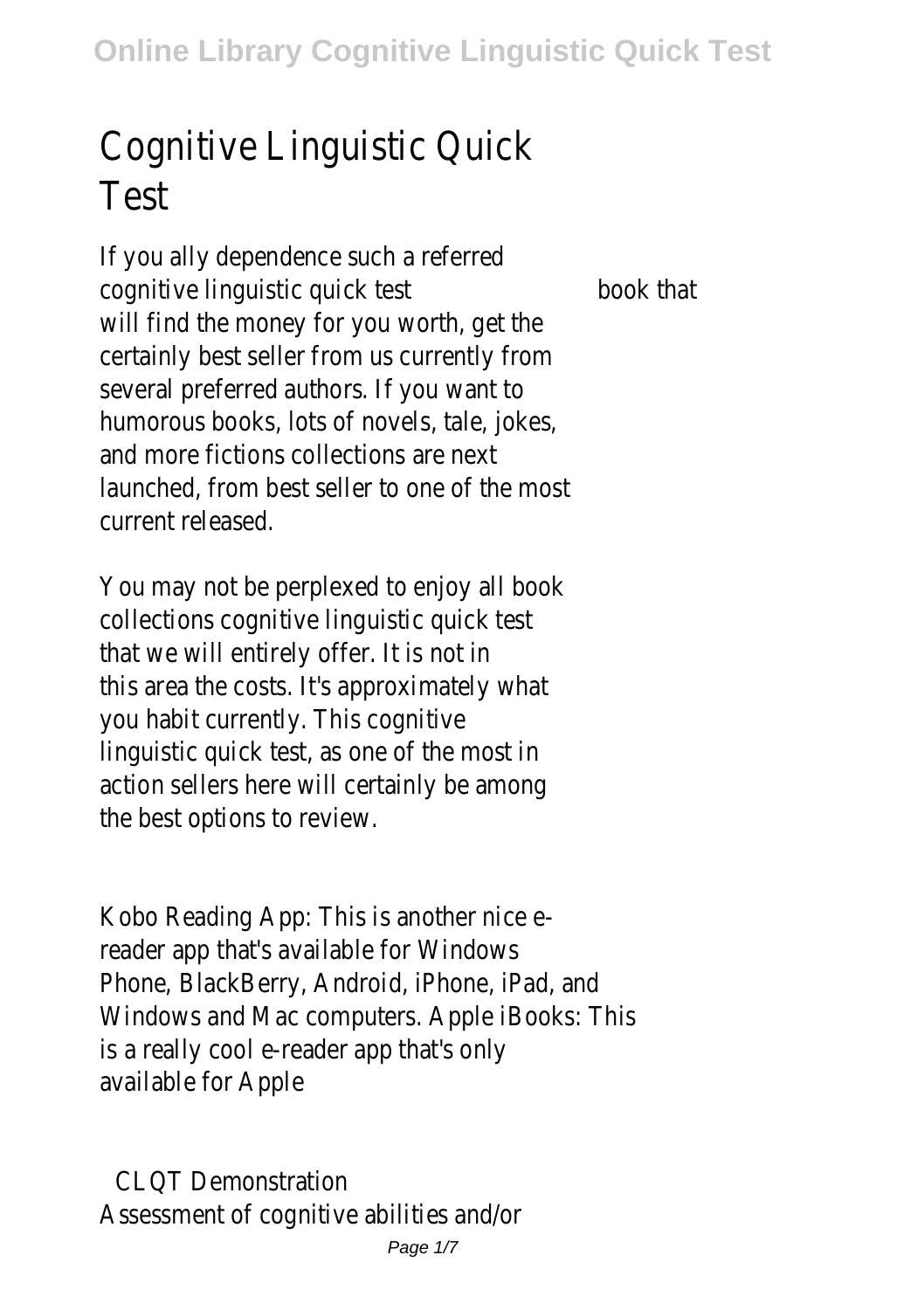# Cognitive Linguistic Quick Test

If you ally dependence such a referred cognitive linguistic quick test book that will find the money for you worth, get the certainly best seller from us currently from several preferred authors. If you want to humorous books, lots of novels, tale, jokes, and more fictions collections are next launched, from best seller to one of the most current released.

You may not be perplexed to enjoy all book collections cognitive linguistic quick test that we will entirely offer. It is not in this area the costs. It's approximately what you habit currently. This cognitive linguistic quick test, as one of the most in action sellers here will certainly be among the best options to review.

Kobo Reading App: This is another nice e-reader app that's available for Windows Phone, BlackBerry, Android, iPhone, iPad, and Windows and Mac computers. Apple iBooks: This is a really cool e-reader app that's only available for Apple

## CLQT Demonstration

Assessment of cognitive abilities and/or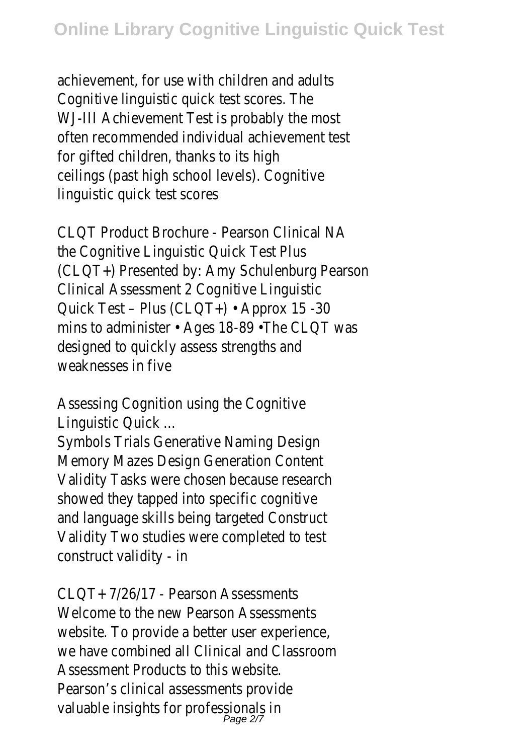achievement, for use with children and adults Cognitive linguistic quick test scores. The WJ-III Achievement Test is probably the most often recommended individual achievement test for gifted children, thanks to its high ceilings (past high school levels). Cognitive linguistic quick test scores

CLQT Product Brochure - Pearson Clinical NA
the Cognitive Linguistic Quick Test Plus (CLQT+) Presented by: Amy Schulenburg Pearson Clinical Assessment 2 Cognitive Linguistic Quick Test – Plus (CLQT+) • Approx 15 -30 mins to administer • Ages 18-89 •The CLQT was designed to quickly assess strengths and weaknesses in five

Assessing Cognition using the Cognitive Linguistic Quick ...
Symbols Trials Generative Naming Design Memory Mazes Design Generation Content Validity Tasks were chosen because research showed they tapped into specific cognitive and language skills being targeted Construct Validity Two studies were completed to test construct validity - in

CLQT+ 7/26/17 - Pearson Assessments
Welcome to the new Pearson Assessments website. To provide a better user experience, we have combined all Clinical and Classroom Assessment Products to this website. Pearson's clinical assessments provide valuable insights for professionals in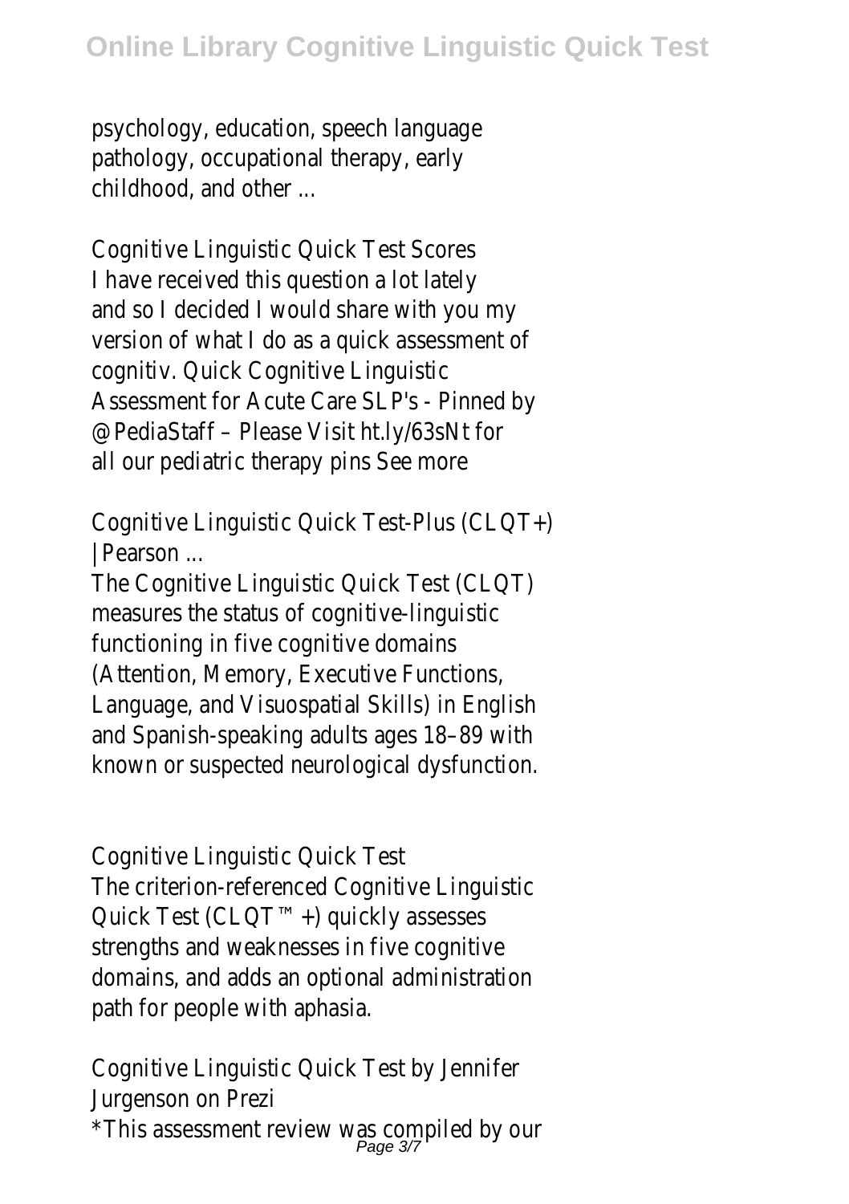psychology, education, speech language pathology, occupational therapy, early childhood, and other ...

## Cognitive Linguistic Quick Test Scores

I have received this question a lot lately and so I decided I would share with you my version of what I do as a quick assessment of cognitiv. Quick Cognitive Linguistic Assessment for Acute Care SLP's - Pinned by @PediaStaff – Please Visit ht.ly/63sNt for all our pediatric therapy pins See more

## Cognitive Linguistic Quick Test-Plus (CLQT+) | Pearson ...

The Cognitive Linguistic Quick Test (CLQT) measures the status of cognitive-linguistic functioning in five cognitive domains (Attention, Memory, Executive Functions, Language, and Visuospatial Skills) in English and Spanish-speaking adults ages 18–89 with known or suspected neurological dysfunction.

## Cognitive Linguistic Quick Test

The criterion-referenced Cognitive Linguistic Quick Test (CLQT™+) quickly assesses strengths and weaknesses in five cognitive domains, and adds an optional administration path for people with aphasia.

## Cognitive Linguistic Quick Test by Jennifer Jurgenson on Prezi

*This assessment review was compiled by our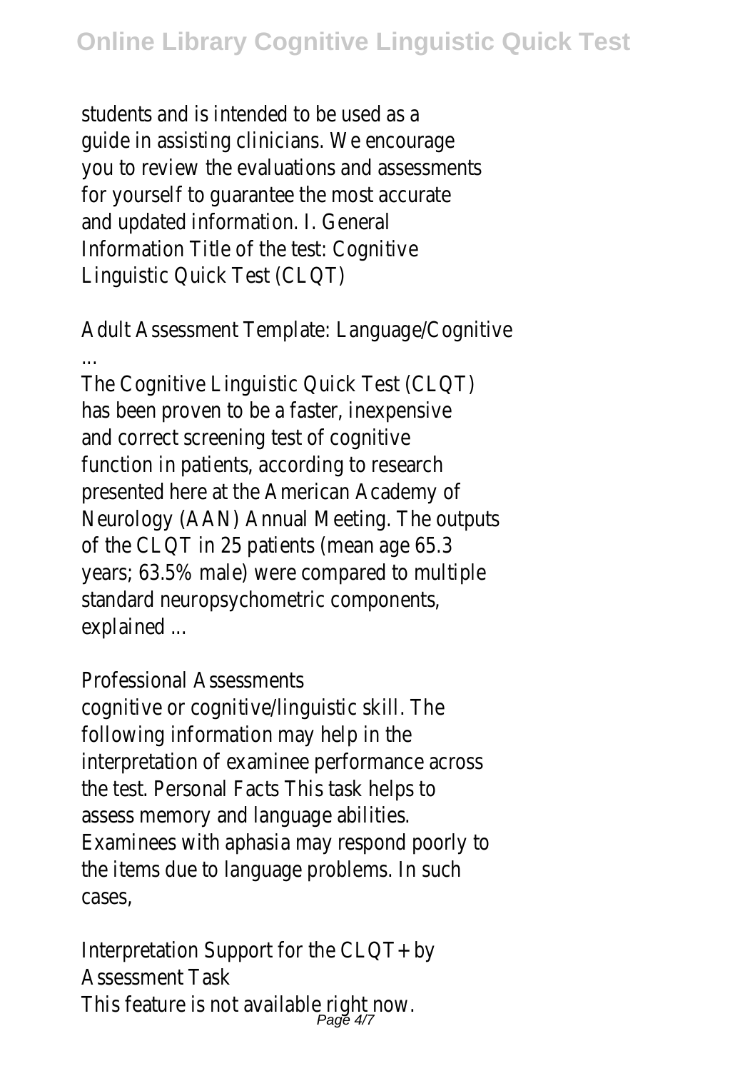students and is intended to be used as a guide in assisting clinicians. We encourage you to review the evaluations and assessments for yourself to guarantee the most accurate and updated information. I. General Information Title of the test: Cognitive Linguistic Quick Test (CLQT)

Adult Assessment Template: Language/Cognitive ...

The Cognitive Linguistic Quick Test (CLQT) has been proven to be a faster, inexpensive and correct screening test of cognitive function in patients, according to research presented here at the American Academy of Neurology (AAN) Annual Meeting. The outputs of the CLQT in 25 patients (mean age 65.3 years; 63.5% male) were compared to multiple standard neuropsychometric components, explained ...

Professional Assessments

cognitive or cognitive/linguistic skill. The following information may help in the interpretation of examinee performance across the test. Personal Facts This task helps to assess memory and language abilities. Examinees with aphasia may respond poorly to the items due to language problems. In such cases,

Interpretation Support for the CLQT+ by Assessment Task

This feature is not available right now.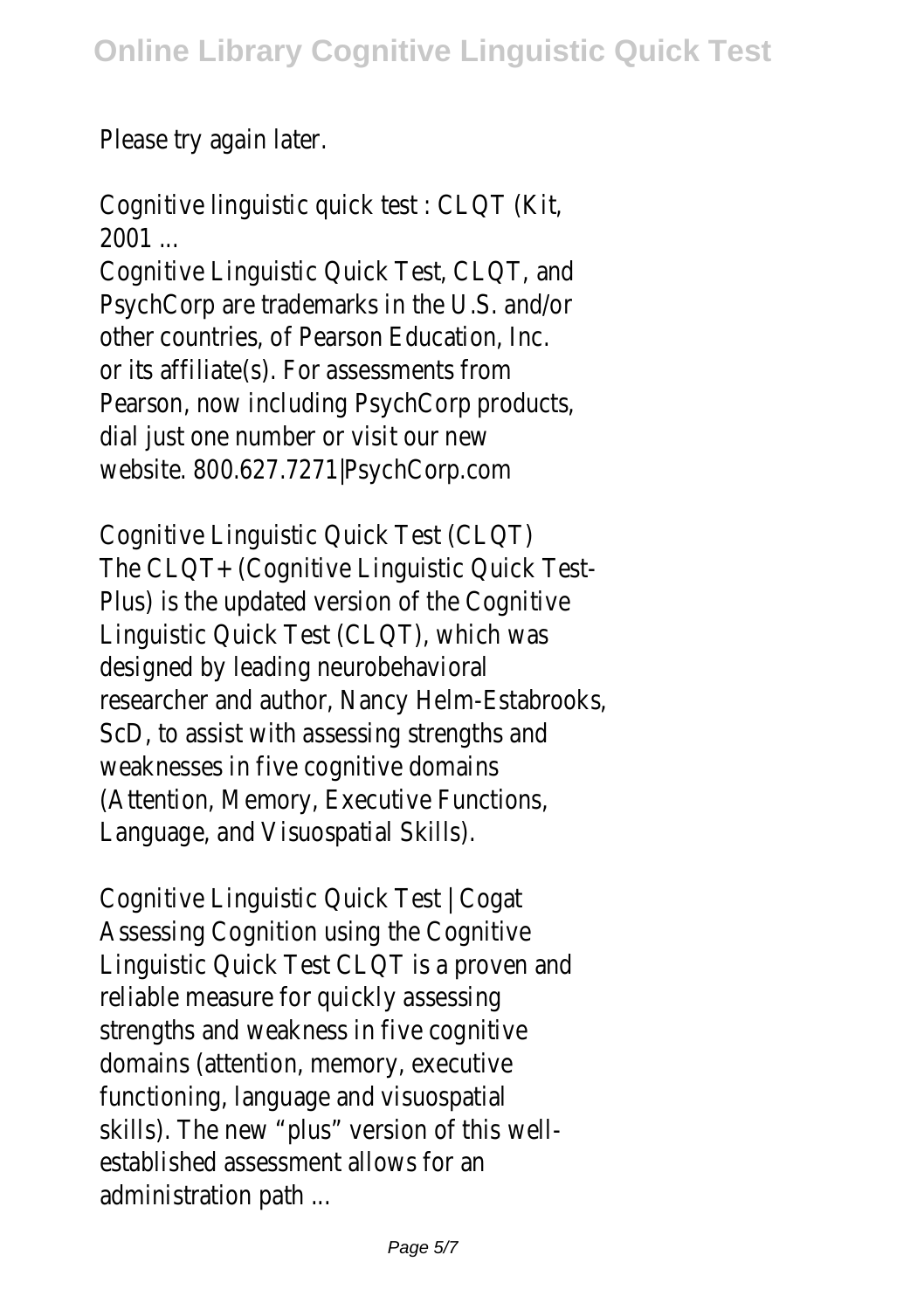Please try again later.

Cognitive linguistic quick test : CLQT (Kit, 2001 ...

Cognitive Linguistic Quick Test, CLQT, and PsychCorp are trademarks in the U.S. and/or other countries, of Pearson Education, Inc. or its affiliate(s). For assessments from Pearson, now including PsychCorp products, dial just one number or visit our new website. 800.627.7271|PsychCorp.com

Cognitive Linguistic Quick Test (CLQT)

The CLQT+ (Cognitive Linguistic Quick Test-Plus) is the updated version of the Cognitive Linguistic Quick Test (CLQT), which was designed by leading neurobehavioral researcher and author, Nancy Helm-Estabrooks, ScD, to assist with assessing strengths and weaknesses in five cognitive domains (Attention, Memory, Executive Functions, Language, and Visuospatial Skills).

Cognitive Linguistic Quick Test | Cogat

Assessing Cognition using the Cognitive Linguistic Quick Test CLQT is a proven and reliable measure for quickly assessing strengths and weakness in five cognitive domains (attention, memory, executive functioning, language and visuospatial skills). The new "plus" version of this well-established assessment allows for an administration path ...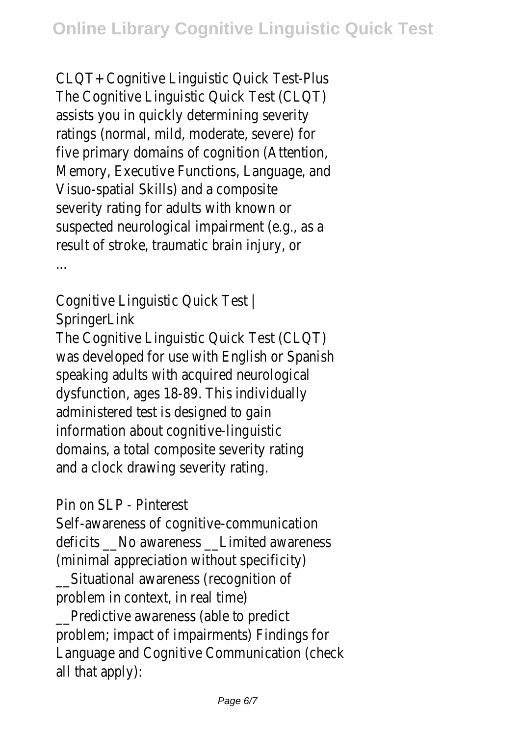CLQT+ Cognitive Linguistic Quick Test-Plus
The Cognitive Linguistic Quick Test (CLQT) assists you in quickly determining severity ratings (normal, mild, moderate, severe) for five primary domains of cognition (Attention, Memory, Executive Functions, Language, and Visuo-spatial Skills) and a composite severity rating for adults with known or suspected neurological impairment (e.g., as a result of stroke, traumatic brain injury, or ...

Cognitive Linguistic Quick Test | SpringerLink
The Cognitive Linguistic Quick Test (CLQT) was developed for use with English or Spanish speaking adults with acquired neurological dysfunction, ages 18-89. This individually administered test is designed to gain information about cognitive-linguistic domains, a total composite severity rating and a clock drawing severity rating.

Pin on SLP - Pinterest
Self-awareness of cognitive-communication deficits __No awareness __Limited awareness (minimal appreciation without specificity) __Situational awareness (recognition of problem in context, in real time) __Predictive awareness (able to predict problem; impact of impairments) Findings for Language and Cognitive Communication (check all that apply):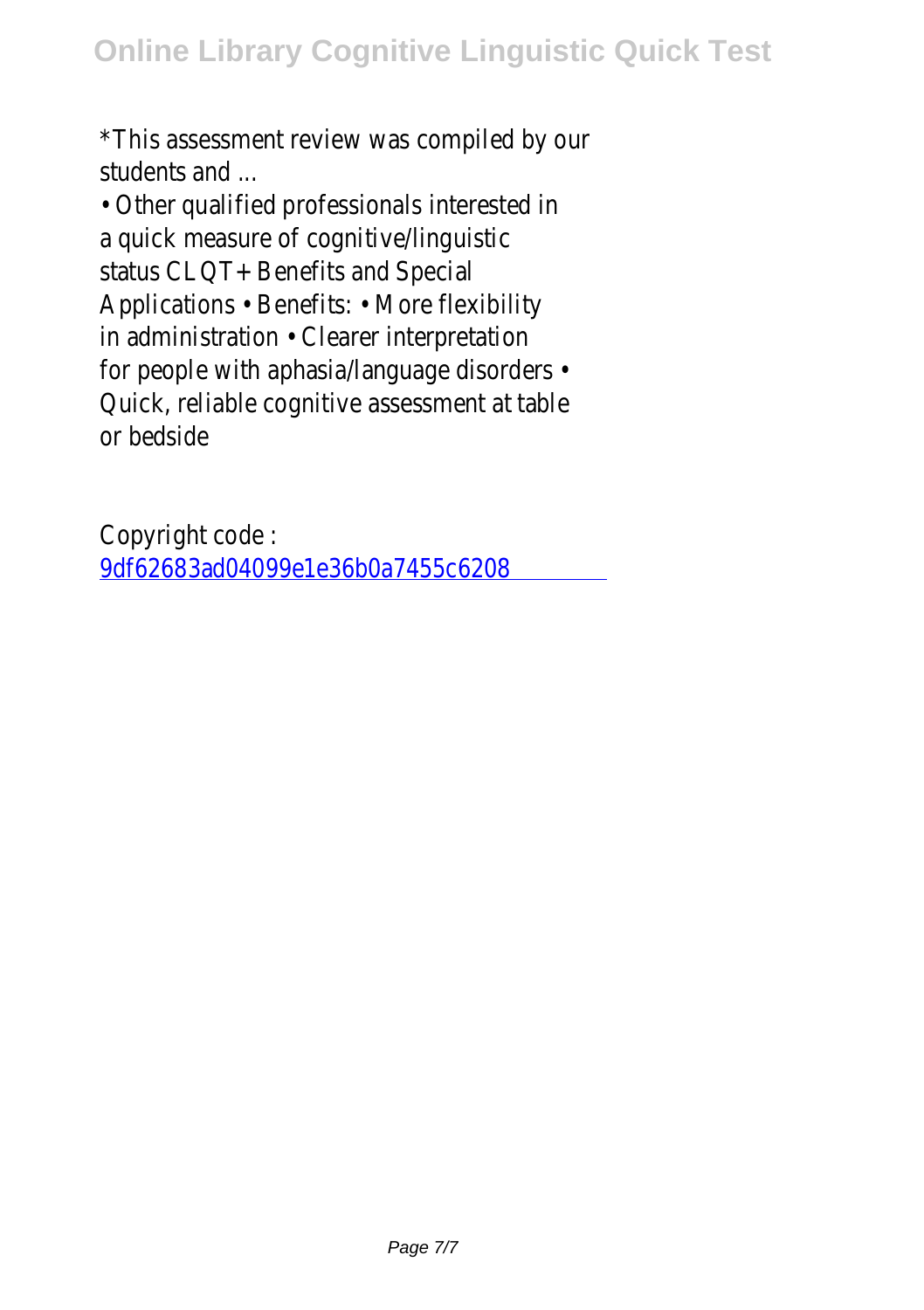*This assessment review was compiled by our students and ...

• Other qualified professionals interested in a quick measure of cognitive/linguistic status CLQT+ Benefits and Special Applications • Benefits: • More flexibility in administration • Clearer interpretation for people with aphasia/language disorders • Quick, reliable cognitive assessment at table or bedside

Copyright code : 9df62683ad04099e1e36b0a7455c6208